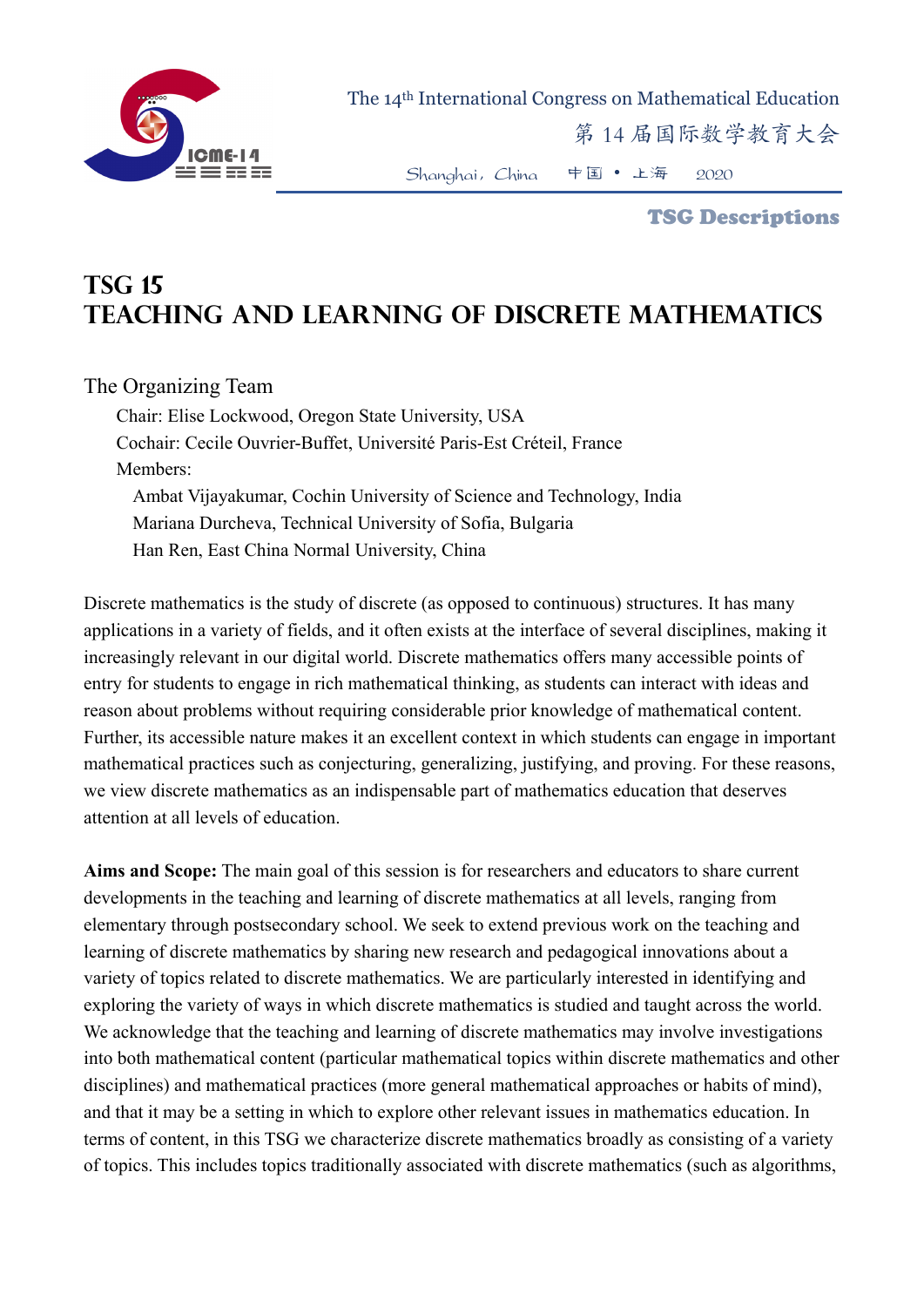# TSG 15
# TEACHING AND LEARNING OF DISCRETE MATHEMATICS

The Organizing Team

Chair: Elise Lockwood, Oregon State University, USA

Cochair: Cecile Ouvrier-Buffet, Université Paris-Est Créteil, France

Members:

Ambat Vijayakumar, Cochin University of Science and Technology, India

Mariana Durcheva, Technical University of Sofia, Bulgaria

Han Ren, East China Normal University, China

Discrete mathematics is the study of discrete (as opposed to continuous) structures. It has many applications in a variety of fields, and it often exists at the interface of several disciplines, making it increasingly relevant in our digital world. Discrete mathematics offers many accessible points of entry for students to engage in rich mathematical thinking, as students can interact with ideas and reason about problems without requiring considerable prior knowledge of mathematical content. Further, its accessible nature makes it an excellent context in which students can engage in important mathematical practices such as conjecturing, generalizing, justifying, and proving. For these reasons, we view discrete mathematics as an indispensable part of mathematics education that deserves attention at all levels of education.

**Aims and Scope:** The main goal of this session is for researchers and educators to share current developments in the teaching and learning of discrete mathematics at all levels, ranging from elementary through postsecondary school. We seek to extend previous work on the teaching and learning of discrete mathematics by sharing new research and pedagogical innovations about a variety of topics related to discrete mathematics. We are particularly interested in identifying and exploring the variety of ways in which discrete mathematics is studied and taught across the world. We acknowledge that the teaching and learning of discrete mathematics may involve investigations into both mathematical content (particular mathematical topics within discrete mathematics and other disciplines) and mathematical practices (more general mathematical approaches or habits of mind), and that it may be a setting in which to explore other relevant issues in mathematics education. In terms of content, in this TSG we characterize discrete mathematics broadly as consisting of a variety of topics. This includes topics traditionally associated with discrete mathematics (such as algorithms,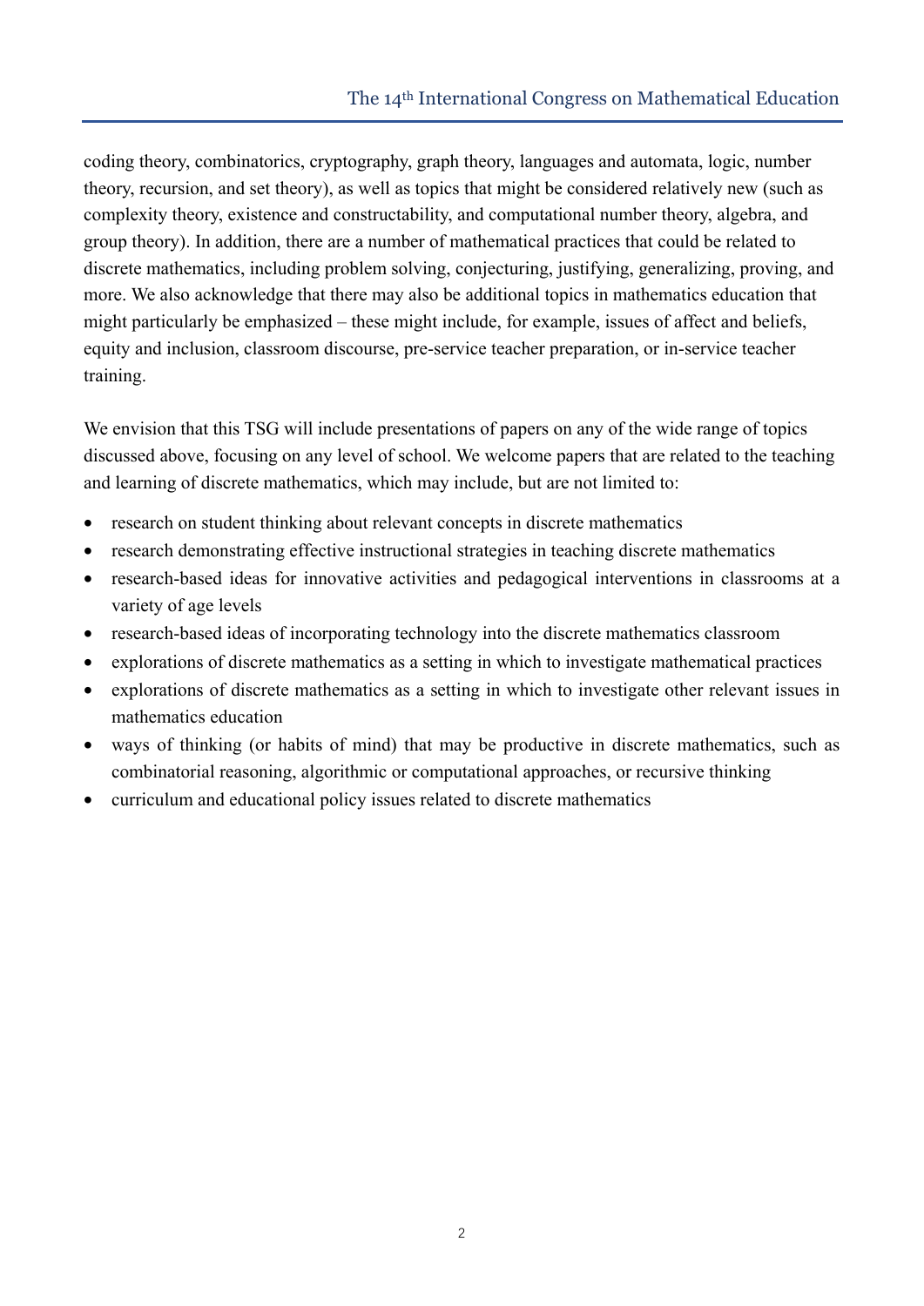coding theory, combinatorics, cryptography, graph theory, languages and automata, logic, number theory, recursion, and set theory), as well as topics that might be considered relatively new (such as complexity theory, existence and constructability, and computational number theory, algebra, and group theory). In addition, there are a number of mathematical practices that could be related to discrete mathematics, including problem solving, conjecturing, justifying, generalizing, proving, and more. We also acknowledge that there may also be additional topics in mathematics education that might particularly be emphasized – these might include, for example, issues of affect and beliefs, equity and inclusion, classroom discourse, pre-service teacher preparation, or in-service teacher training.

We envision that this TSG will include presentations of papers on any of the wide range of topics discussed above, focusing on any level of school. We welcome papers that are related to the teaching and learning of discrete mathematics, which may include, but are not limited to:

- research on student thinking about relevant concepts in discrete mathematics
- research demonstrating effective instructional strategies in teaching discrete mathematics
- research-based ideas for innovative activities and pedagogical interventions in classrooms at a variety of age levels
- research-based ideas of incorporating technology into the discrete mathematics classroom
- explorations of discrete mathematics as a setting in which to investigate mathematical practices
- explorations of discrete mathematics as a setting in which to investigate other relevant issues in mathematics education
- ways of thinking (or habits of mind) that may be productive in discrete mathematics, such as combinatorial reasoning, algorithmic or computational approaches, or recursive thinking
- curriculum and educational policy issues related to discrete mathematics